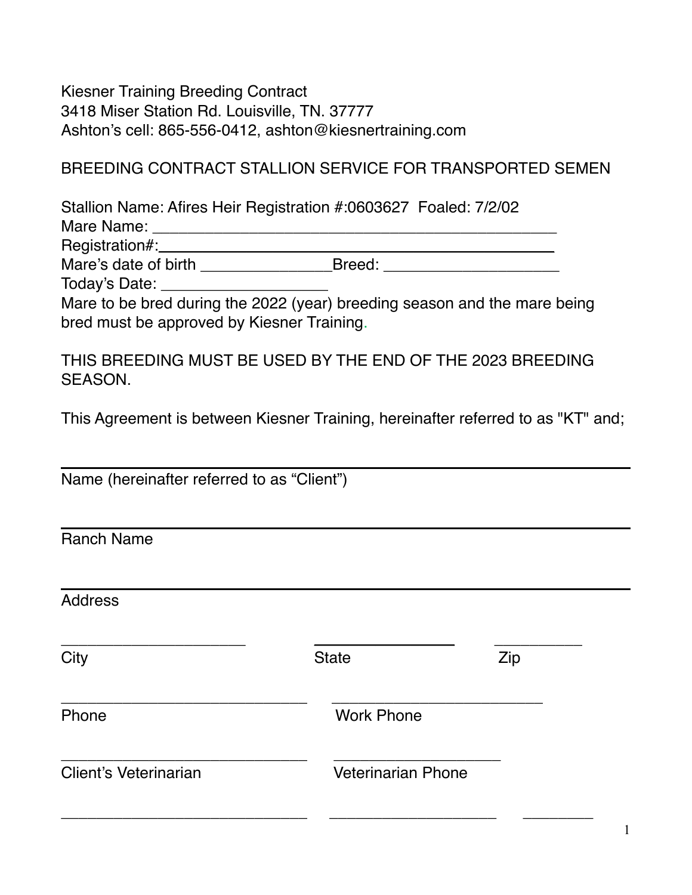Kiesner Training Breeding Contract
3418 Miser Station Rd. Louisville, TN. 37777
Ashton's cell: 865-556-0412, ashton@kiesnertraining.com

BREEDING CONTRACT STALLION SERVICE FOR TRANSPORTED SEMEN

Stallion Name: Afires Heir Registration #:0603627 Foaled: 7/2/02
Mare Name: ______________________________________________
Registration#:______________________________________________
Mare's date of birth _______________Breed: ____________________
Today's Date: ___________________
Mare to be bred during the 2022 (year) breeding season and the mare being bred must be approved by Kiesner Training.

THIS BREEDING MUST BE USED BY THE END OF THE 2023 BREEDING SEASON.

This Agreement is between Kiesner Training, hereinafter referred to as "KT" and;

______________________________________________________________
Name (hereinafter referred to as "Client")

______________________________________________________________
Ranch Name

______________________________________________________________
Address

______________________ ________________ __________
City State Zip

______________________________ _________________________
Phone Work Phone

______________________________ ____________________
Client's Veterinarian Veterinarian Phone

______________________________ ____________________ ________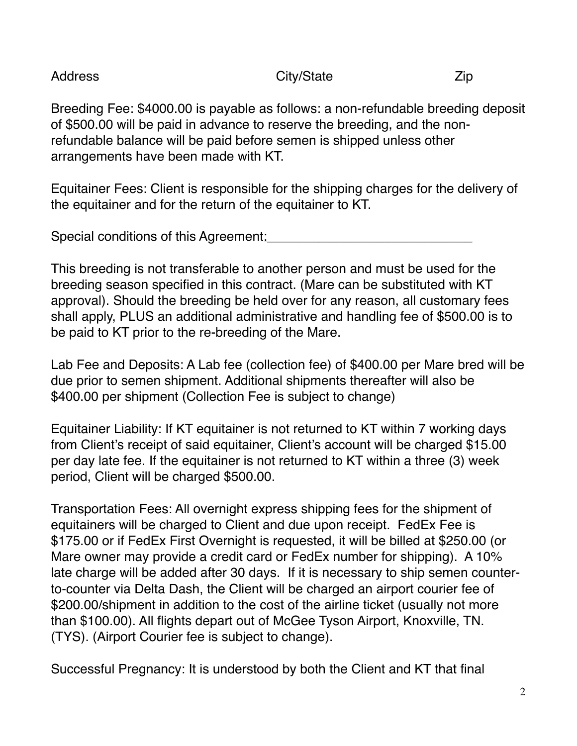Address City/State Zip

Breeding Fee: $4000.00 is payable as follows: a non-refundable breeding deposit of $500.00 will be paid in advance to reserve the breeding, and the non-refundable balance will be paid before semen is shipped unless other arrangements have been made with KT.

Equitainer Fees: Client is responsible for the shipping charges for the delivery of the equitainer and for the return of the equitainer to KT.

Special conditions of this Agreement:____________________________

This breeding is not transferable to another person and must be used for the breeding season specified in this contract. (Mare can be substituted with KT approval). Should the breeding be held over for any reason, all customary fees shall apply, PLUS an additional administrative and handling fee of $500.00 is to be paid to KT prior to the re-breeding of the Mare.

Lab Fee and Deposits: A Lab fee (collection fee) of $400.00 per Mare bred will be due prior to semen shipment. Additional shipments thereafter will also be $400.00 per shipment (Collection Fee is subject to change)

Equitainer Liability: If KT equitainer is not returned to KT within 7 working days from Client's receipt of said equitainer, Client's account will be charged $15.00 per day late fee. If the equitainer is not returned to KT within a three (3) week period, Client will be charged $500.00.

Transportation Fees: All overnight express shipping fees for the shipment of equitainers will be charged to Client and due upon receipt. FedEx Fee is $175.00 or if FedEx First Overnight is requested, it will be billed at $250.00 (or Mare owner may provide a credit card or FedEx number for shipping). A 10% late charge will be added after 30 days. If it is necessary to ship semen counter-to-counter via Delta Dash, the Client will be charged an airport courier fee of $200.00/shipment in addition to the cost of the airline ticket (usually not more than $100.00). All flights depart out of McGee Tyson Airport, Knoxville, TN. (TYS). (Airport Courier fee is subject to change).

Successful Pregnancy: It is understood by both the Client and KT that final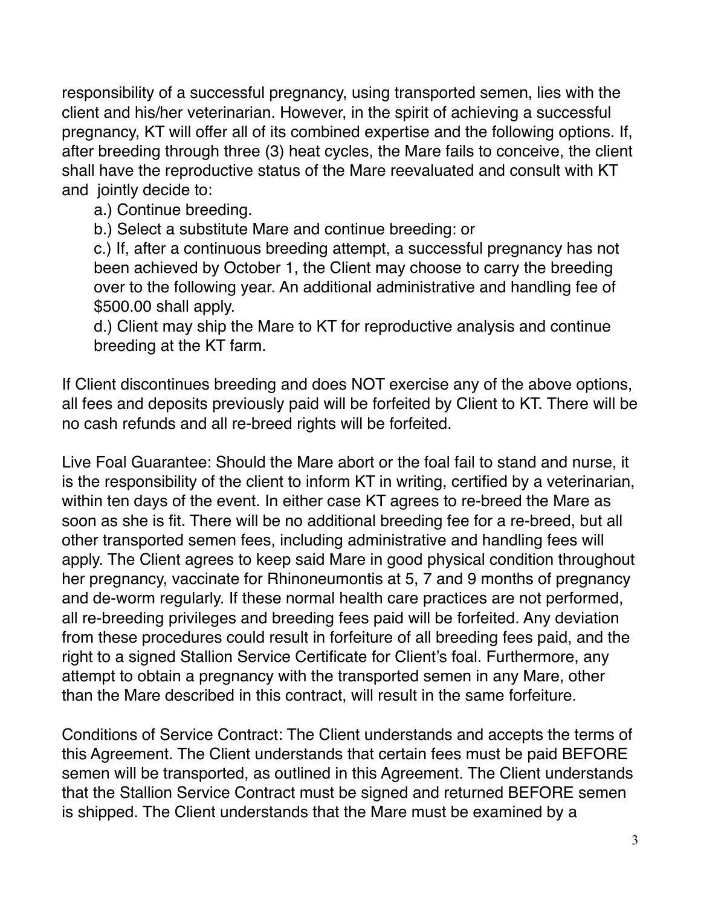responsibility of a successful pregnancy, using transported semen, lies with the client and his/her veterinarian. However, in the spirit of achieving a successful pregnancy, KT will offer all of its combined expertise and the following options. If, after breeding through three (3) heat cycles, the Mare fails to conceive, the client shall have the reproductive status of the Mare reevaluated and consult with KT and jointly decide to:

a.) Continue breeding.

b.) Select a substitute Mare and continue breeding: or

c.) If, after a continuous breeding attempt, a successful pregnancy has not been achieved by October 1, the Client may choose to carry the breeding over to the following year. An additional administrative and handling fee of $500.00 shall apply.

d.) Client may ship the Mare to KT for reproductive analysis and continue breeding at the KT farm.

If Client discontinues breeding and does NOT exercise any of the above options, all fees and deposits previously paid will be forfeited by Client to KT. There will be no cash refunds and all re-breed rights will be forfeited.

Live Foal Guarantee: Should the Mare abort or the foal fail to stand and nurse, it is the responsibility of the client to inform KT in writing, certified by a veterinarian, within ten days of the event. In either case KT agrees to re-breed the Mare as soon as she is fit. There will be no additional breeding fee for a re-breed, but all other transported semen fees, including administrative and handling fees will apply. The Client agrees to keep said Mare in good physical condition throughout her pregnancy, vaccinate for Rhinoneumontis at 5, 7 and 9 months of pregnancy and de-worm regularly. If these normal health care practices are not performed, all re-breeding privileges and breeding fees paid will be forfeited. Any deviation from these procedures could result in forfeiture of all breeding fees paid, and the right to a signed Stallion Service Certificate for Client's foal. Furthermore, any attempt to obtain a pregnancy with the transported semen in any Mare, other than the Mare described in this contract, will result in the same forfeiture.

Conditions of Service Contract: The Client understands and accepts the terms of this Agreement. The Client understands that certain fees must be paid BEFORE semen will be transported, as outlined in this Agreement. The Client understands that the Stallion Service Contract must be signed and returned BEFORE semen is shipped. The Client understands that the Mare must be examined by a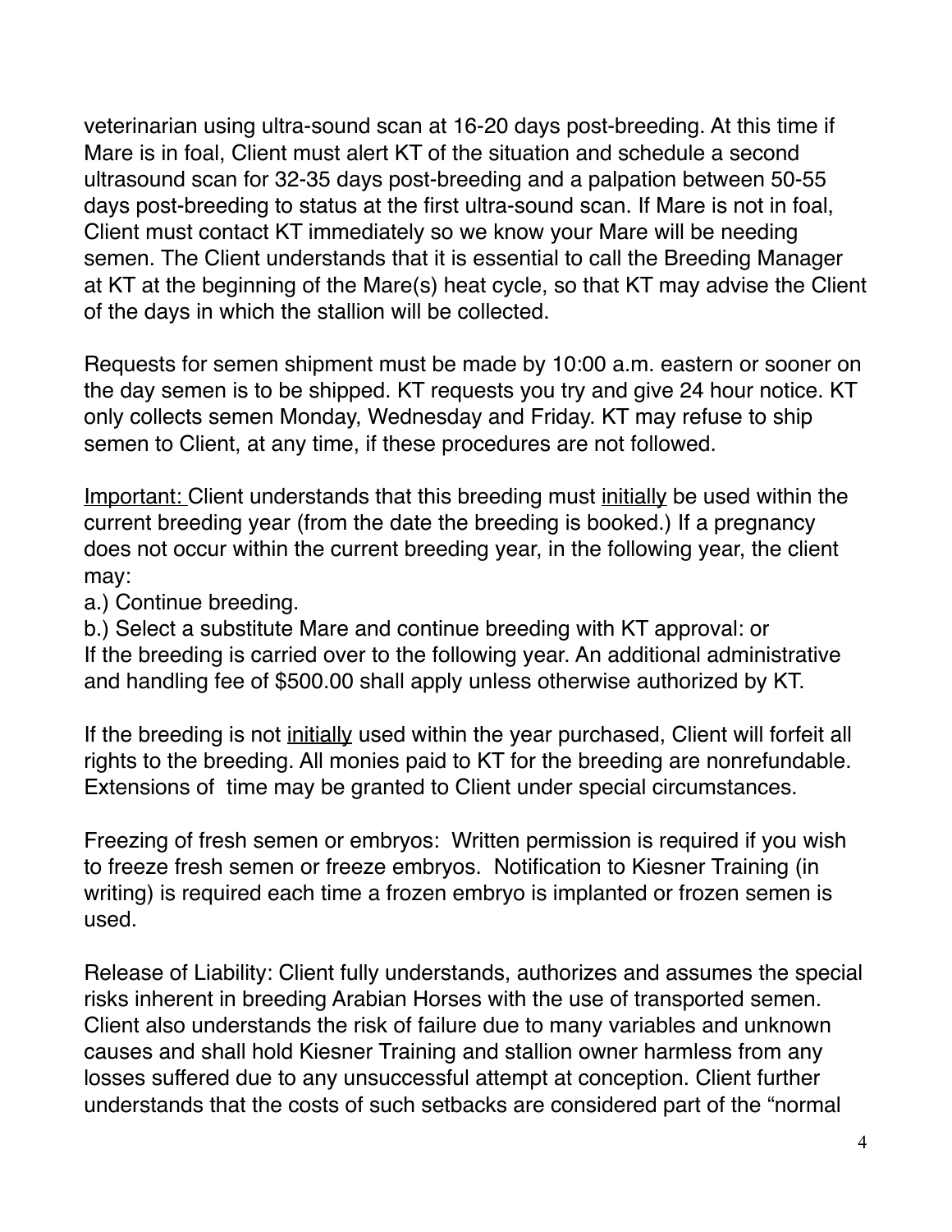veterinarian using ultra-sound scan at 16-20 days post-breeding. At this time if Mare is in foal, Client must alert KT of the situation and schedule a second ultrasound scan for 32-35 days post-breeding and a palpation between 50-55 days post-breeding to status at the first ultra-sound scan. If Mare is not in foal, Client must contact KT immediately so we know your Mare will be needing semen. The Client understands that it is essential to call the Breeding Manager at KT at the beginning of the Mare(s) heat cycle, so that KT may advise the Client of the days in which the stallion will be collected.

Requests for semen shipment must be made by 10:00 a.m. eastern or sooner on the day semen is to be shipped. KT requests you try and give 24 hour notice. KT only collects semen Monday, Wednesday and Friday. KT may refuse to ship semen to Client, at any time, if these procedures are not followed.

<u>Important:</u> Client understands that this breeding must <u>initially</u> be used within the current breeding year (from the date the breeding is booked.) If a pregnancy does not occur within the current breeding year, in the following year, the client may:

a.) Continue breeding.
b.) Select a substitute Mare and continue breeding with KT approval: or
If the breeding is carried over to the following year. An additional administrative and handling fee of $500.00 shall apply unless otherwise authorized by KT.

If the breeding is not <u>initially</u> used within the year purchased, Client will forfeit all rights to the breeding. All monies paid to KT for the breeding are nonrefundable. Extensions of time may be granted to Client under special circumstances.

Freezing of fresh semen or embryos: Written permission is required if you wish to freeze fresh semen or freeze embryos. Notification to Kiesner Training (in writing) is required each time a frozen embryo is implanted or frozen semen is used.

Release of Liability: Client fully understands, authorizes and assumes the special risks inherent in breeding Arabian Horses with the use of transported semen. Client also understands the risk of failure due to many variables and unknown causes and shall hold Kiesner Training and stallion owner harmless from any losses suffered due to any unsuccessful attempt at conception. Client further understands that the costs of such setbacks are considered part of the "normal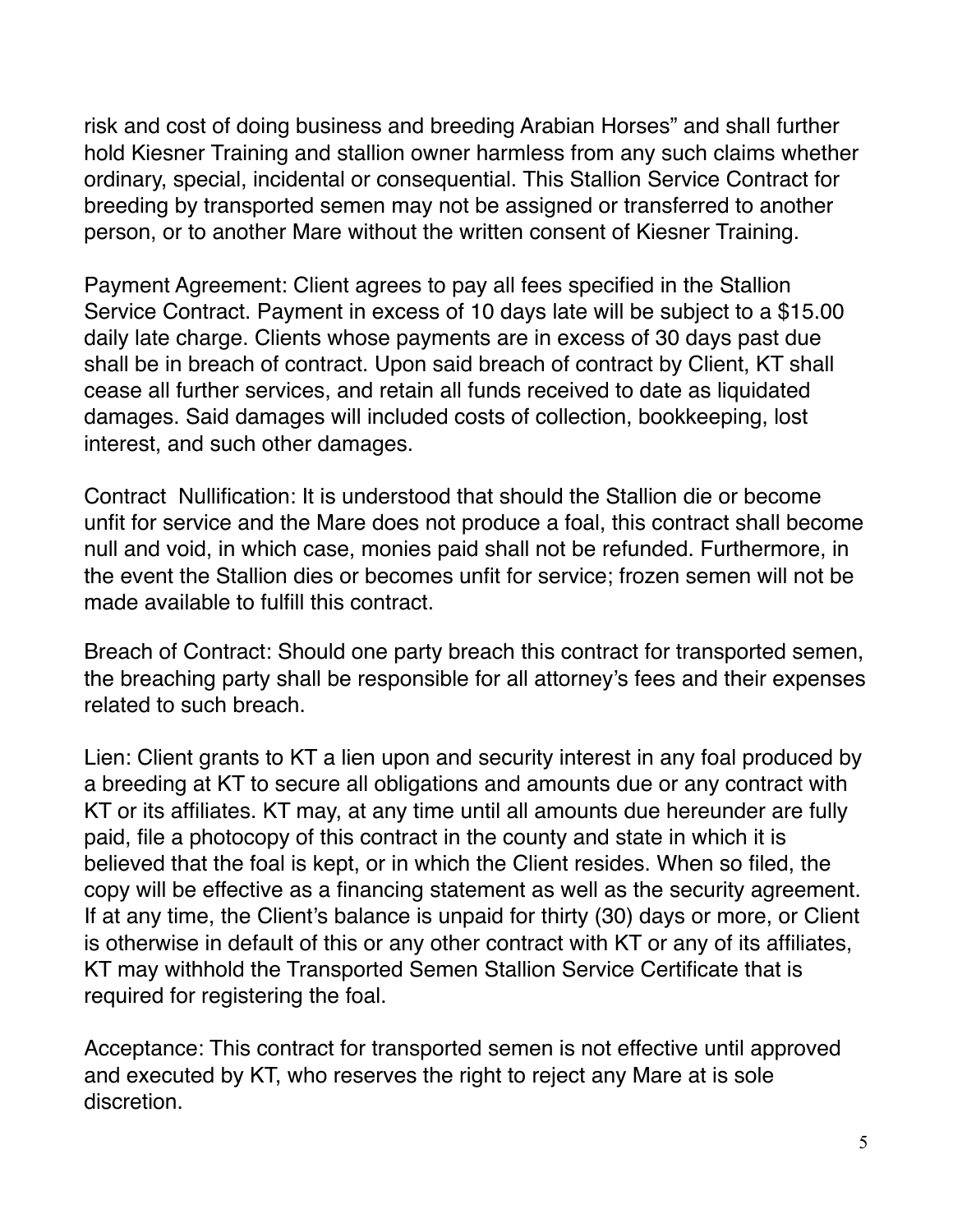risk and cost of doing business and breeding Arabian Horses" and shall further hold Kiesner Training and stallion owner harmless from any such claims whether ordinary, special, incidental or consequential. This Stallion Service Contract for breeding by transported semen may not be assigned or transferred to another person, or to another Mare without the written consent of Kiesner Training.

Payment Agreement: Client agrees to pay all fees specified in the Stallion Service Contract. Payment in excess of 10 days late will be subject to a $15.00 daily late charge. Clients whose payments are in excess of 30 days past due shall be in breach of contract. Upon said breach of contract by Client, KT shall cease all further services, and retain all funds received to date as liquidated damages. Said damages will included costs of collection, bookkeeping, lost interest, and such other damages.

Contract  Nullification: It is understood that should the Stallion die or become unfit for service and the Mare does not produce a foal, this contract shall become null and void, in which case, monies paid shall not be refunded. Furthermore, in the event the Stallion dies or becomes unfit for service; frozen semen will not be made available to fulfill this contract.

Breach of Contract: Should one party breach this contract for transported semen, the breaching party shall be responsible for all attorney's fees and their expenses related to such breach.

Lien: Client grants to KT a lien upon and security interest in any foal produced by a breeding at KT to secure all obligations and amounts due or any contract with KT or its affiliates. KT may, at any time until all amounts due hereunder are fully paid, file a photocopy of this contract in the county and state in which it is believed that the foal is kept, or in which the Client resides. When so filed, the copy will be effective as a financing statement as well as the security agreement. If at any time, the Client's balance is unpaid for thirty (30) days or more, or Client is otherwise in default of this or any other contract with KT or any of its affiliates, KT may withhold the Transported Semen Stallion Service Certificate that is required for registering the foal.

Acceptance: This contract for transported semen is not effective until approved and executed by KT, who reserves the right to reject any Mare at is sole discretion.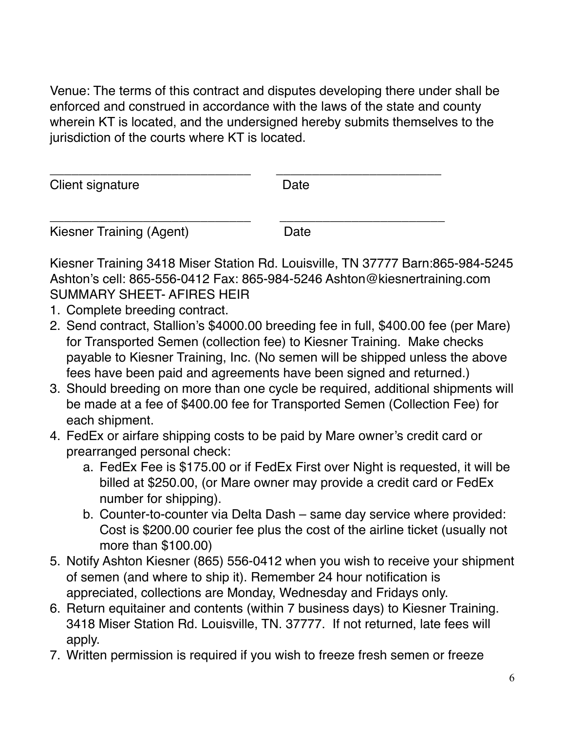Venue: The terms of this contract and disputes developing there under shall be enforced and construed in accordance with the laws of the state and county wherein KT is located, and the undersigned hereby submits themselves to the jurisdiction of the courts where KT is located.

_____________________________ ________________________

Client signature Date

_____________________________ ________________________

Kiesner Training (Agent) Date

Kiesner Training 3418 Miser Station Rd. Louisville, TN 37777 Barn:865-984-5245 Ashton's cell: 865-556-0412 Fax: 865-984-5246 Ashton@kiesnertraining.com

SUMMARY SHEET- AFIRES HEIR

1. Complete breeding contract.
2. Send contract, Stallion's $4000.00 breeding fee in full, $400.00 fee (per Mare) for Transported Semen (collection fee) to Kiesner Training. Make checks payable to Kiesner Training, Inc. (No semen will be shipped unless the above fees have been paid and agreements have been signed and returned.)
3. Should breeding on more than one cycle be required, additional shipments will be made at a fee of $400.00 fee for Transported Semen (Collection Fee) for each shipment.
4. FedEx or airfare shipping costs to be paid by Mare owner's credit card or prearranged personal check:
   a. FedEx Fee is $175.00 or if FedEx First over Night is requested, it will be billed at $250.00, (or Mare owner may provide a credit card or FedEx number for shipping).
   b. Counter-to-counter via Delta Dash – same day service where provided: Cost is $200.00 courier fee plus the cost of the airline ticket (usually not more than $100.00)
5. Notify Ashton Kiesner (865) 556-0412 when you wish to receive your shipment of semen (and where to ship it). Remember 24 hour notification is appreciated, collections are Monday, Wednesday and Fridays only.
6. Return equitainer and contents (within 7 business days) to Kiesner Training. 3418 Miser Station Rd. Louisville, TN. 37777. If not returned, late fees will apply.
7. Written permission is required if you wish to freeze fresh semen or freeze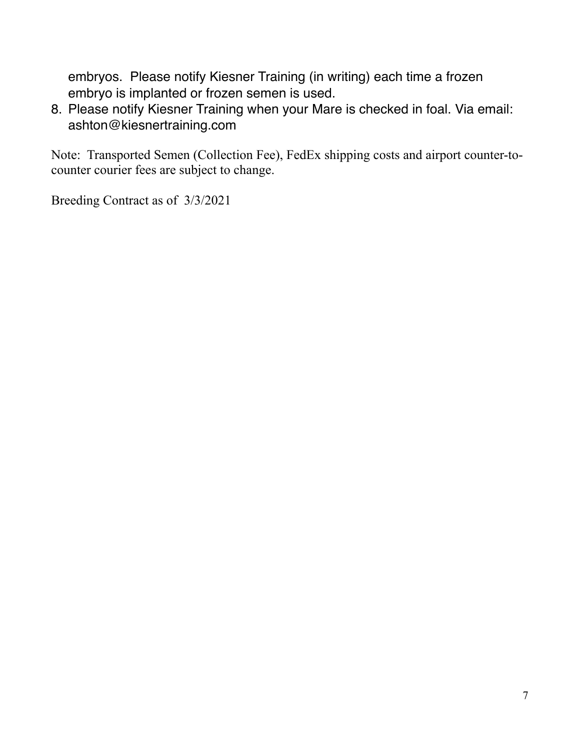embryos. Please notify Kiesner Training (in writing) each time a frozen embryo is implanted or frozen semen is used.

8. Please notify Kiesner Training when your Mare is checked in foal. Via email: ashton@kiesnertraining.com

Note: Transported Semen (Collection Fee), FedEx shipping costs and airport counter-to-counter courier fees are subject to change.

Breeding Contract as of 3/3/2021